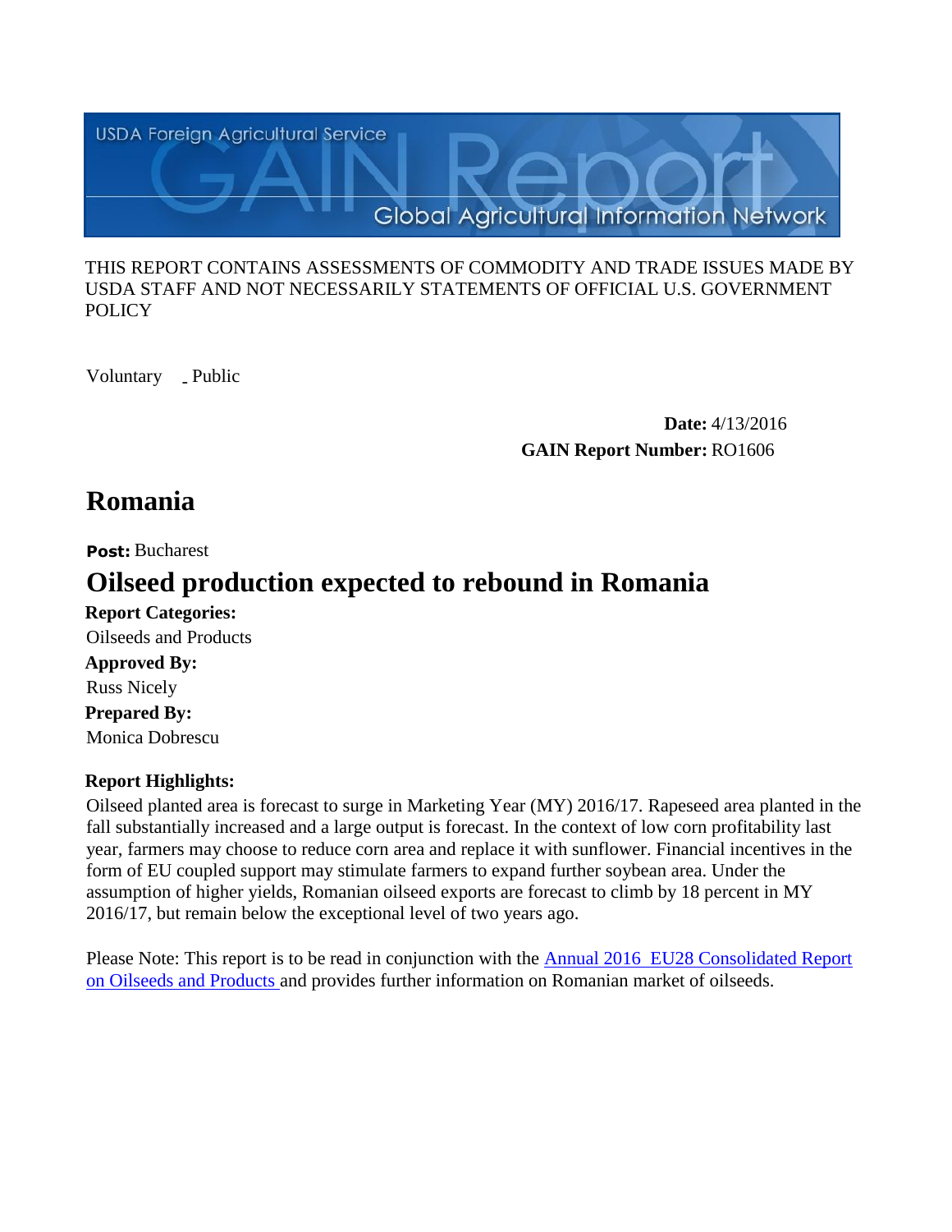USDA Foreign Agricultural Service

GAIN Report

Global Agricultural Information Network

THIS REPORT CONTAINS ASSESSMENTS OF COMMODITY AND TRADE ISSUES MADE BY USDA STAFF AND NOT NECESSARILY STATEMENTS OF OFFICIAL U.S. GOVERNMENT POLICY

Voluntary _ Public

**Date:** 4/13/2016

**GAIN Report Number:** RO1606

# Romania

**Post:** Bucharest

# Oilseed production expected to rebound in Romania

**Report Categories:**

Oilseeds and Products

**Approved By:**

Russ Nicely

**Prepared By:**

Monica Dobrescu

**Report Highlights:**

Oilseed planted area is forecast to surge in Marketing Year (MY) 2016/17. Rapeseed area planted in the fall substantially increased and a large output is forecast. In the context of low corn profitability last year, farmers may choose to reduce corn area and replace it with sunflower. Financial incentives in the form of EU coupled support may stimulate farmers to expand further soybean area. Under the assumption of higher yields, Romanian oilseed exports are forecast to climb by 18 percent in MY 2016/17, but remain below the exceptional level of two years ago.

Please Note: This report is to be read in conjunction with the Annual 2016 EU28 Consolidated Report on Oilseeds and Products and provides further information on Romanian market of oilseeds.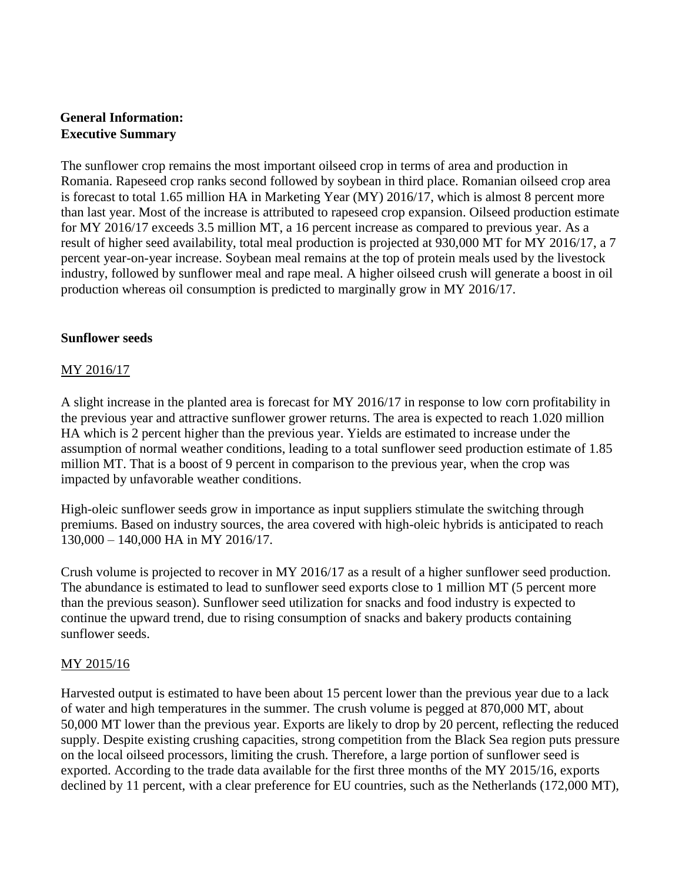**General Information:**
**Executive Summary**

The sunflower crop remains the most important oilseed crop in terms of area and production in Romania. Rapeseed crop ranks second followed by soybean in third place. Romanian oilseed crop area is forecast to total 1.65 million HA in Marketing Year (MY) 2016/17, which is almost 8 percent more than last year. Most of the increase is attributed to rapeseed crop expansion. Oilseed production estimate for MY 2016/17 exceeds 3.5 million MT, a 16 percent increase as compared to previous year. As a result of higher seed availability, total meal production is projected at 930,000 MT for MY 2016/17, a 7 percent year-on-year increase. Soybean meal remains at the top of protein meals used by the livestock industry, followed by sunflower meal and rape meal. A higher oilseed crush will generate a boost in oil production whereas oil consumption is predicted to marginally grow in MY 2016/17.

**Sunflower seeds**

MY 2016/17

A slight increase in the planted area is forecast for MY 2016/17 in response to low corn profitability in the previous year and attractive sunflower grower returns. The area is expected to reach 1.020 million HA which is 2 percent higher than the previous year. Yields are estimated to increase under the assumption of normal weather conditions, leading to a total sunflower seed production estimate of 1.85 million MT. That is a boost of 9 percent in comparison to the previous year, when the crop was impacted by unfavorable weather conditions.

High-oleic sunflower seeds grow in importance as input suppliers stimulate the switching through premiums. Based on industry sources, the area covered with high-oleic hybrids is anticipated to reach 130,000 – 140,000 HA in MY 2016/17.

Crush volume is projected to recover in MY 2016/17 as a result of a higher sunflower seed production. The abundance is estimated to lead to sunflower seed exports close to 1 million MT (5 percent more than the previous season). Sunflower seed utilization for snacks and food industry is expected to continue the upward trend, due to rising consumption of snacks and bakery products containing sunflower seeds.

MY 2015/16

Harvested output is estimated to have been about 15 percent lower than the previous year due to a lack of water and high temperatures in the summer. The crush volume is pegged at 870,000 MT, about 50,000 MT lower than the previous year. Exports are likely to drop by 20 percent, reflecting the reduced supply. Despite existing crushing capacities, strong competition from the Black Sea region puts pressure on the local oilseed processors, limiting the crush. Therefore, a large portion of sunflower seed is exported. According to the trade data available for the first three months of the MY 2015/16, exports declined by 11 percent, with a clear preference for EU countries, such as the Netherlands (172,000 MT),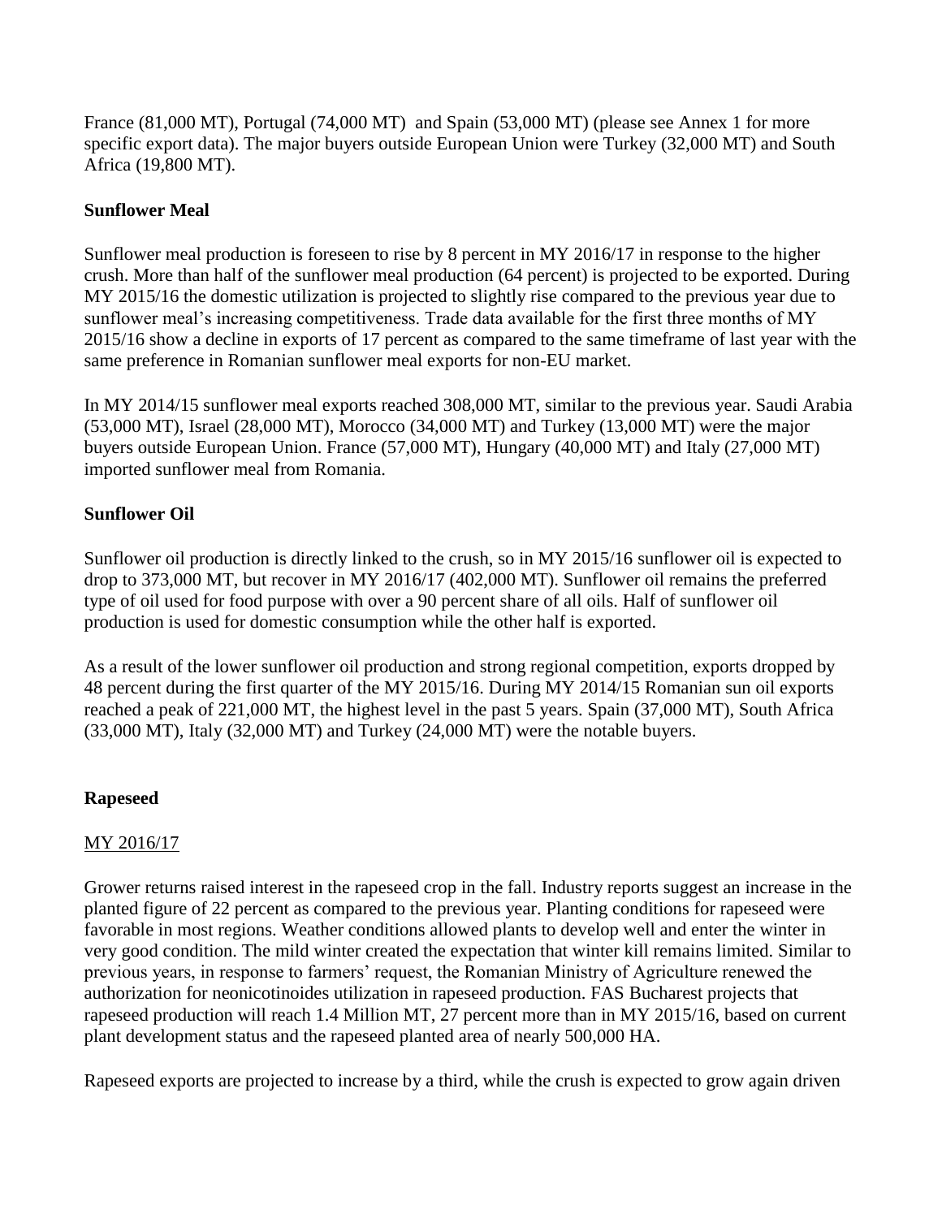France (81,000 MT), Portugal (74,000 MT) and Spain (53,000 MT) (please see Annex 1 for more specific export data). The major buyers outside European Union were Turkey (32,000 MT) and South Africa (19,800 MT).

**Sunflower Meal**

Sunflower meal production is foreseen to rise by 8 percent in MY 2016/17 in response to the higher crush. More than half of the sunflower meal production (64 percent) is projected to be exported. During MY 2015/16 the domestic utilization is projected to slightly rise compared to the previous year due to sunflower meal's increasing competitiveness. Trade data available for the first three months of MY 2015/16 show a decline in exports of 17 percent as compared to the same timeframe of last year with the same preference in Romanian sunflower meal exports for non-EU market.

In MY 2014/15 sunflower meal exports reached 308,000 MT, similar to the previous year. Saudi Arabia (53,000 MT), Israel (28,000 MT), Morocco (34,000 MT) and Turkey (13,000 MT) were the major buyers outside European Union. France (57,000 MT), Hungary (40,000 MT) and Italy (27,000 MT) imported sunflower meal from Romania.

**Sunflower Oil**

Sunflower oil production is directly linked to the crush, so in MY 2015/16 sunflower oil is expected to drop to 373,000 MT, but recover in MY 2016/17 (402,000 MT). Sunflower oil remains the preferred type of oil used for food purpose with over a 90 percent share of all oils. Half of sunflower oil production is used for domestic consumption while the other half is exported.

As a result of the lower sunflower oil production and strong regional competition, exports dropped by 48 percent during the first quarter of the MY 2015/16. During MY 2014/15 Romanian sun oil exports reached a peak of 221,000 MT, the highest level in the past 5 years. Spain (37,000 MT), South Africa (33,000 MT), Italy (32,000 MT) and Turkey (24,000 MT) were the notable buyers.

**Rapeseed**

MY 2016/17

Grower returns raised interest in the rapeseed crop in the fall. Industry reports suggest an increase in the planted figure of 22 percent as compared to the previous year. Planting conditions for rapeseed were favorable in most regions. Weather conditions allowed plants to develop well and enter the winter in very good condition. The mild winter created the expectation that winter kill remains limited. Similar to previous years, in response to farmers' request, the Romanian Ministry of Agriculture renewed the authorization for neonicotinoides utilization in rapeseed production. FAS Bucharest projects that rapeseed production will reach 1.4 Million MT, 27 percent more than in MY 2015/16, based on current plant development status and the rapeseed planted area of nearly 500,000 HA.

Rapeseed exports are projected to increase by a third, while the crush is expected to grow again driven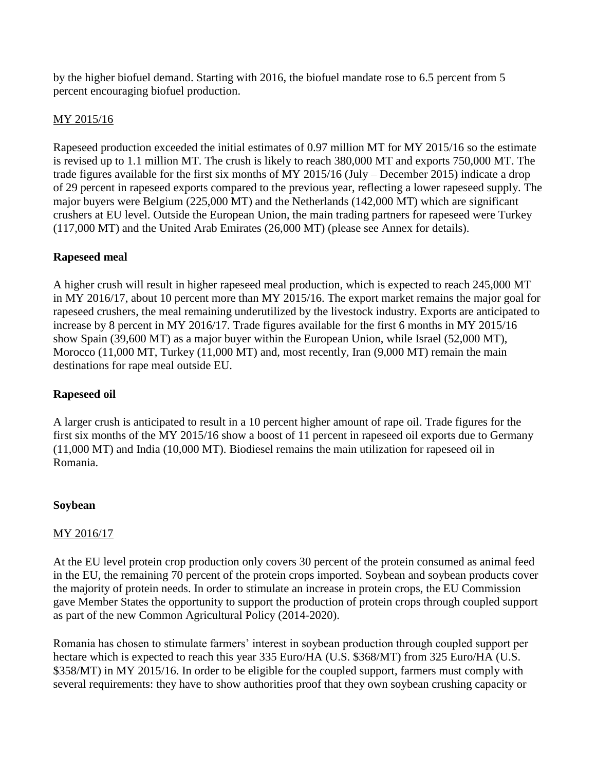by the higher biofuel demand. Starting with 2016, the biofuel mandate rose to 6.5 percent from 5 percent encouraging biofuel production.

MY 2015/16

Rapeseed production exceeded the initial estimates of 0.97 million MT for MY 2015/16 so the estimate is revised up to 1.1 million MT. The crush is likely to reach 380,000 MT and exports 750,000 MT. The trade figures available for the first six months of MY 2015/16 (July – December 2015) indicate a drop of 29 percent in rapeseed exports compared to the previous year, reflecting a lower rapeseed supply. The major buyers were Belgium (225,000 MT) and the Netherlands (142,000 MT) which are significant crushers at EU level. Outside the European Union, the main trading partners for rapeseed were Turkey (117,000 MT) and the United Arab Emirates (26,000 MT) (please see Annex for details).

**Rapeseed meal**

A higher crush will result in higher rapeseed meal production, which is expected to reach 245,000 MT in MY 2016/17, about 10 percent more than MY 2015/16. The export market remains the major goal for rapeseed crushers, the meal remaining underutilized by the livestock industry. Exports are anticipated to increase by 8 percent in MY 2016/17. Trade figures available for the first 6 months in MY 2015/16 show Spain (39,600 MT) as a major buyer within the European Union, while Israel (52,000 MT), Morocco (11,000 MT, Turkey (11,000 MT) and, most recently, Iran (9,000 MT) remain the main destinations for rape meal outside EU.

**Rapeseed oil**

A larger crush is anticipated to result in a 10 percent higher amount of rape oil. Trade figures for the first six months of the MY 2015/16 show a boost of 11 percent in rapeseed oil exports due to Germany (11,000 MT) and India (10,000 MT). Biodiesel remains the main utilization for rapeseed oil in Romania.

**Soybean**

MY 2016/17

At the EU level protein crop production only covers 30 percent of the protein consumed as animal feed in the EU, the remaining 70 percent of the protein crops imported. Soybean and soybean products cover the majority of protein needs. In order to stimulate an increase in protein crops, the EU Commission gave Member States the opportunity to support the production of protein crops through coupled support as part of the new Common Agricultural Policy (2014-2020).

Romania has chosen to stimulate farmers' interest in soybean production through coupled support per hectare which is expected to reach this year 335 Euro/HA (U.S. $368/MT) from 325 Euro/HA (U.S. $358/MT) in MY 2015/16. In order to be eligible for the coupled support, farmers must comply with several requirements: they have to show authorities proof that they own soybean crushing capacity or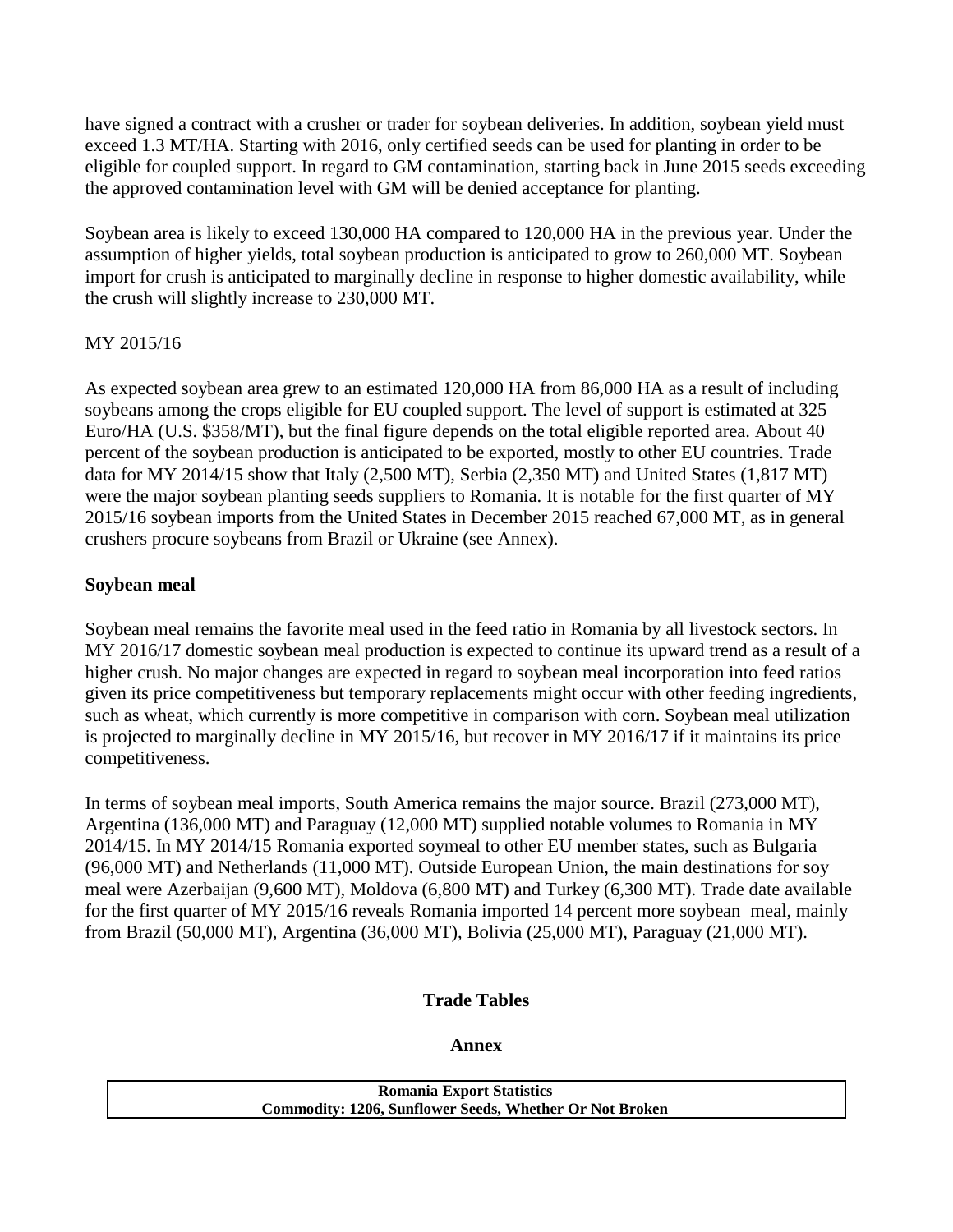have signed a contract with a crusher or trader for soybean deliveries. In addition, soybean yield must exceed 1.3 MT/HA. Starting with 2016, only certified seeds can be used for planting in order to be eligible for coupled support. In regard to GM contamination, starting back in June 2015 seeds exceeding the approved contamination level with GM will be denied acceptance for planting.

Soybean area is likely to exceed 130,000 HA compared to 120,000 HA in the previous year. Under the assumption of higher yields, total soybean production is anticipated to grow to 260,000 MT. Soybean import for crush is anticipated to marginally decline in response to higher domestic availability, while the crush will slightly increase to 230,000 MT.

MY 2015/16

As expected soybean area grew to an estimated 120,000 HA from 86,000 HA as a result of including soybeans among the crops eligible for EU coupled support. The level of support is estimated at 325 Euro/HA (U.S. $358/MT), but the final figure depends on the total eligible reported area. About 40 percent of the soybean production is anticipated to be exported, mostly to other EU countries. Trade data for MY 2014/15 show that Italy (2,500 MT), Serbia (2,350 MT) and United States (1,817 MT) were the major soybean planting seeds suppliers to Romania. It is notable for the first quarter of MY 2015/16 soybean imports from the United States in December 2015 reached 67,000 MT, as in general crushers procure soybeans from Brazil or Ukraine (see Annex).

**Soybean meal**

Soybean meal remains the favorite meal used in the feed ratio in Romania by all livestock sectors. In MY 2016/17 domestic soybean meal production is expected to continue its upward trend as a result of a higher crush. No major changes are expected in regard to soybean meal incorporation into feed ratios given its price competitiveness but temporary replacements might occur with other feeding ingredients, such as wheat, which currently is more competitive in comparison with corn. Soybean meal utilization is projected to marginally decline in MY 2015/16, but recover in MY 2016/17 if it maintains its price competitiveness.

In terms of soybean meal imports, South America remains the major source. Brazil (273,000 MT), Argentina (136,000 MT) and Paraguay (12,000 MT) supplied notable volumes to Romania in MY 2014/15. In MY 2014/15 Romania exported soymeal to other EU member states, such as Bulgaria (96,000 MT) and Netherlands (11,000 MT). Outside European Union, the main destinations for soy meal were Azerbaijan (9,600 MT), Moldova (6,800 MT) and Turkey (6,300 MT). Trade date available for the first quarter of MY 2015/16 reveals Romania imported 14 percent more soybean meal, mainly from Brazil (50,000 MT), Argentina (36,000 MT), Bolivia (25,000 MT), Paraguay (21,000 MT).

**Trade Tables**

**Annex**

| **Romania Export Statistics** |
|---|
| **Commodity: 1206, Sunflower Seeds, Whether Or Not Broken** |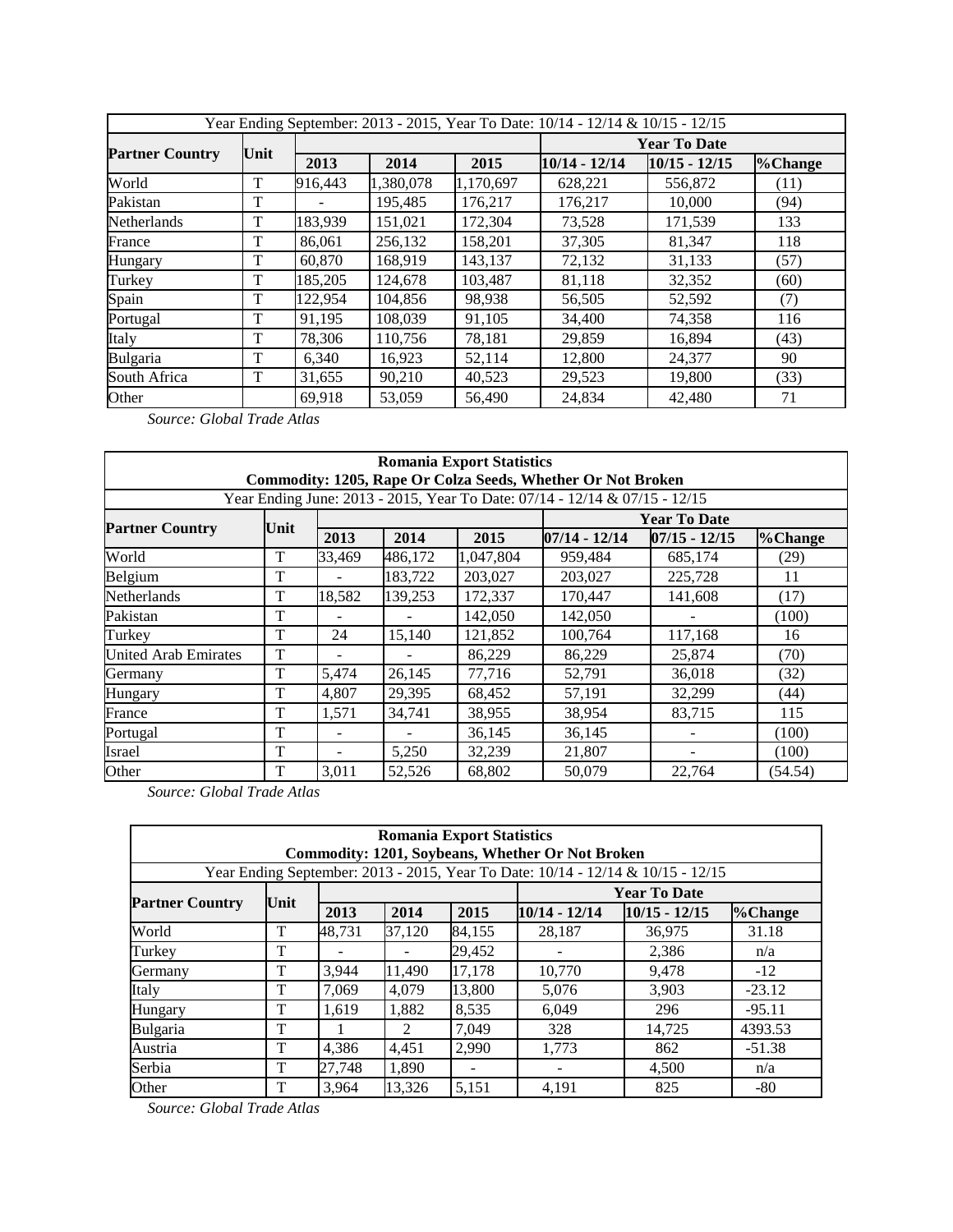| Year Ending September: 2013 - 2015, Year To Date: 10/14 - 12/14 & 10/15 - 12/15 | | | | | | | |
|---|---|---|---|---|---|---|---|
| **Partner Country** | **Unit** | | | | **Year To Date** | | |
| | | **2013** | **2014** | **2015** | **10/14 - 12/14** | **10/15 - 12/15** | **%Change** |
| World | T | 916,443 | 1,380,078 | 1,170,697 | 628,221 | 556,872 | (11) |
| Pakistan | T | - | 195,485 | 176,217 | 176,217 | 10,000 | (94) |
| Netherlands | T | 183,939 | 151,021 | 172,304 | 73,528 | 171,539 | 133 |
| France | T | 86,061 | 256,132 | 158,201 | 37,305 | 81,347 | 118 |
| Hungary | T | 60,870 | 168,919 | 143,137 | 72,132 | 31,133 | (57) |
| Turkey | T | 185,205 | 124,678 | 103,487 | 81,118 | 32,352 | (60) |
| Spain | T | 122,954 | 104,856 | 98,938 | 56,505 | 52,592 | (7) |
| Portugal | T | 91,195 | 108,039 | 91,105 | 34,400 | 74,358 | 116 |
| Italy | T | 78,306 | 110,756 | 78,181 | 29,859 | 16,894 | (43) |
| Bulgaria | T | 6,340 | 16,923 | 52,114 | 12,800 | 24,377 | 90 |
| South Africa | T | 31,655 | 90,210 | 40,523 | 29,523 | 19,800 | (33) |
| Other | | 69,918 | 53,059 | 56,490 | 24,834 | 42,480 | 71 |

*Source: Global Trade Atlas*

| **Romania Export Statistics**<br>**Commodity: 1205, Rape Or Colza Seeds, Whether Or Not Broken** | | | | | | | |
|---|---|---|---|---|---|---|---|
| Year Ending June: 2013 - 2015, Year To Date: 07/14 - 12/14 & 07/15 - 12/15 | | | | | | | |
| **Partner Country** | **Unit** | | | | **Year To Date** | | |
| | | **2013** | **2014** | **2015** | **07/14 - 12/14** | **07/15 - 12/15** | **%Change** |
| World | T | 33,469 | 486,172 | 1,047,804 | 959,484 | 685,174 | (29) |
| Belgium | T | - | 183,722 | 203,027 | 203,027 | 225,728 | 11 |
| Netherlands | T | 18,582 | 139,253 | 172,337 | 170,447 | 141,608 | (17) |
| Pakistan | T | - | - | 142,050 | 142,050 | - | (100) |
| Turkey | T | 24 | 15,140 | 121,852 | 100,764 | 117,168 | 16 |
| United Arab Emirates | T | - | - | 86,229 | 86,229 | 25,874 | (70) |
| Germany | T | 5,474 | 26,145 | 77,716 | 52,791 | 36,018 | (32) |
| Hungary | T | 4,807 | 29,395 | 68,452 | 57,191 | 32,299 | (44) |
| France | T | 1,571 | 34,741 | 38,955 | 38,954 | 83,715 | 115 |
| Portugal | T | - | - | 36,145 | 36,145 | - | (100) |
| Israel | T | - | 5,250 | 32,239 | 21,807 | - | (100) |
| Other | T | 3,011 | 52,526 | 68,802 | 50,079 | 22,764 | (54.54) |

*Source: Global Trade Atlas*

| **Romania Export Statistics**<br>**Commodity: 1201, Soybeans, Whether Or Not Broken** | | | | | | | |
|---|---|---|---|---|---|---|---|
| Year Ending September: 2013 - 2015, Year To Date: 10/14 - 12/14 & 10/15 - 12/15 | | | | | | | |
| **Partner Country** | **Unit** | | | | **Year To Date** | | |
| | | **2013** | **2014** | **2015** | **10/14 - 12/14** | **10/15 - 12/15** | **%Change** |
| World | T | 48,731 | 37,120 | 84,155 | 28,187 | 36,975 | 31.18 |
| Turkey | T | - | - | 29,452 | - | 2,386 | n/a |
| Germany | T | 3,944 | 11,490 | 17,178 | 10,770 | 9,478 | -12 |
| Italy | T | 7,069 | 4,079 | 13,800 | 5,076 | 3,903 | -23.12 |
| Hungary | T | 1,619 | 1,882 | 8,535 | 6,049 | 296 | -95.11 |
| Bulgaria | T | 1 | 2 | 7,049 | 328 | 14,725 | 4393.53 |
| Austria | T | 4,386 | 4,451 | 2,990 | 1,773 | 862 | -51.38 |
| Serbia | T | 27,748 | 1,890 | - | - | 4,500 | n/a |
| Other | T | 3,964 | 13,326 | 5,151 | 4,191 | 825 | -80 |

*Source: Global Trade Atlas*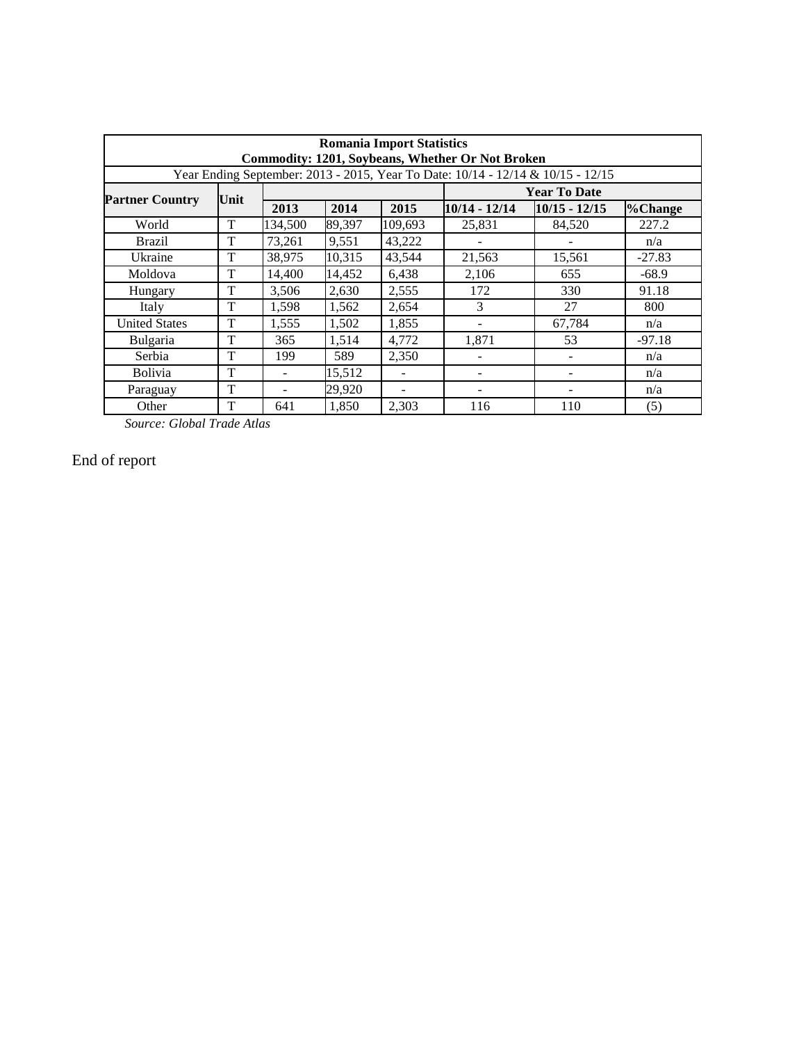| Romania Import Statistics | | | | | | | |
|---|---|---|---|---|---|---|---|
| **Commodity: 1201, Soybeans, Whether Or Not Broken** | | | | | | | |
| Year Ending September: 2013 - 2015, Year To Date: 10/14 - 12/14 & 10/15 - 12/15 | | | | | | | |
| **Partner Country** | **Unit** | | | | **Year To Date** | | |
| | | **2013** | **2014** | **2015** | **10/14 - 12/14** | **10/15 - 12/15** | **%Change** |
| World | T | 134,500 | 89,397 | 109,693 | 25,831 | 84,520 | 227.2 |
| Brazil | T | 73,261 | 9,551 | 43,222 | - | - | n/a |
| Ukraine | T | 38,975 | 10,315 | 43,544 | 21,563 | 15,561 | -27.83 |
| Moldova | T | 14,400 | 14,452 | 6,438 | 2,106 | 655 | -68.9 |
| Hungary | T | 3,506 | 2,630 | 2,555 | 172 | 330 | 91.18 |
| Italy | T | 1,598 | 1,562 | 2,654 | 3 | 27 | 800 |
| United States | T | 1,555 | 1,502 | 1,855 | - | 67,784 | n/a |
| Bulgaria | T | 365 | 1,514 | 4,772 | 1,871 | 53 | -97.18 |
| Serbia | T | 199 | 589 | 2,350 | - | - | n/a |
| Bolivia | T | - | 15,512 | - | - | - | n/a |
| Paraguay | T | - | 29,920 | - | - | - | n/a |
| Other | T | 641 | 1,850 | 2,303 | 116 | 110 | (5) |

*Source: Global Trade Atlas*

End of report